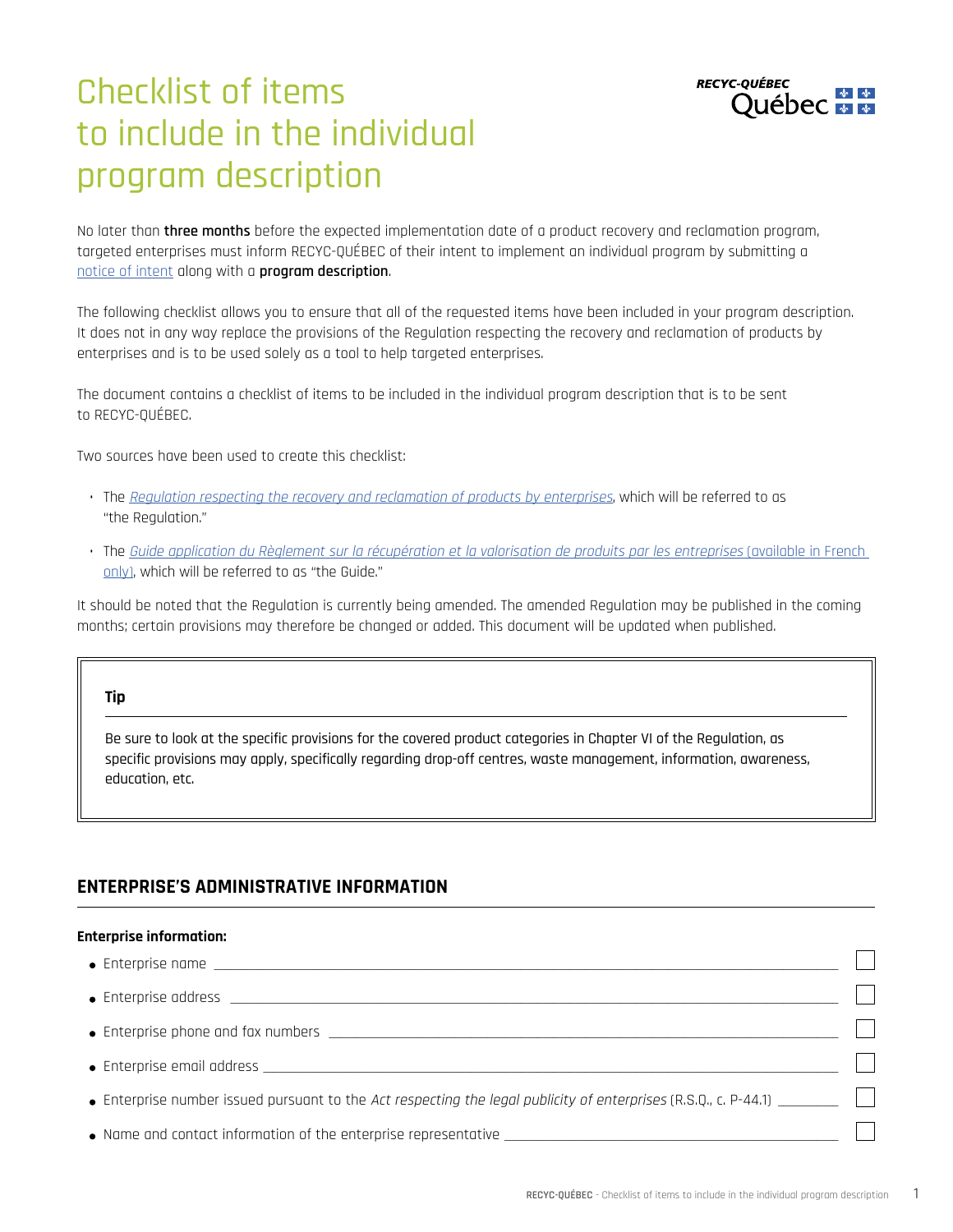# Checklist of items to include in the individual program description

No later than **three months** before the expected implementation date of a product recovery and reclamation program, targeted enterprises must inform RECYC-QUÉBEC of their intent to implement an individual program by submitting a notice of intent along with a **program description**.

The following checklist allows you to ensure that all of the requested items have been included in your program description. It does not in any way replace the provisions of the Regulation respecting the recovery and reclamation of products by enterprises and is to be used solely as a tool to help targeted enterprises.

The document contains a checklist of items to be included in the individual program description that is to be sent to RECYC-QUÉBEC.

Two sources have been used to create this checklist:

- The *Regulation respecting the recovery and reclamation of products by enterprises*, which will be referred to as "the Regulation."
- The *Guide application du Règlement sur la récupération et la valorisation de produits par les entreprises* (available in French only), which will be referred to as "the Guide."

It should be noted that the Regulation is currently being amended. The amended Regulation may be published in the coming months; certain provisions may therefore be changed or added. This document will be updated when published.

> **Tip**
>
> Be sure to look at the specific provisions for the covered product categories in Chapter VI of the Regulation, as specific provisions may apply, specifically regarding drop-off centres, waste management, information, awareness, education, etc.

## ENTERPRISE'S ADMINISTRATIVE INFORMATION

**Enterprise information:**

- Enterprise name ______ ☐
- Enterprise address ______ ☐
- Enterprise phone and fax numbers ______ ☐
- Enterprise email address ______ ☐
- Enterprise number issued pursuant to the *Act respecting the legal publicity of enterprises* (R.S.Q., c. P-44.1) ______ ☐
- Name and contact information of the enterprise representative ______ ☐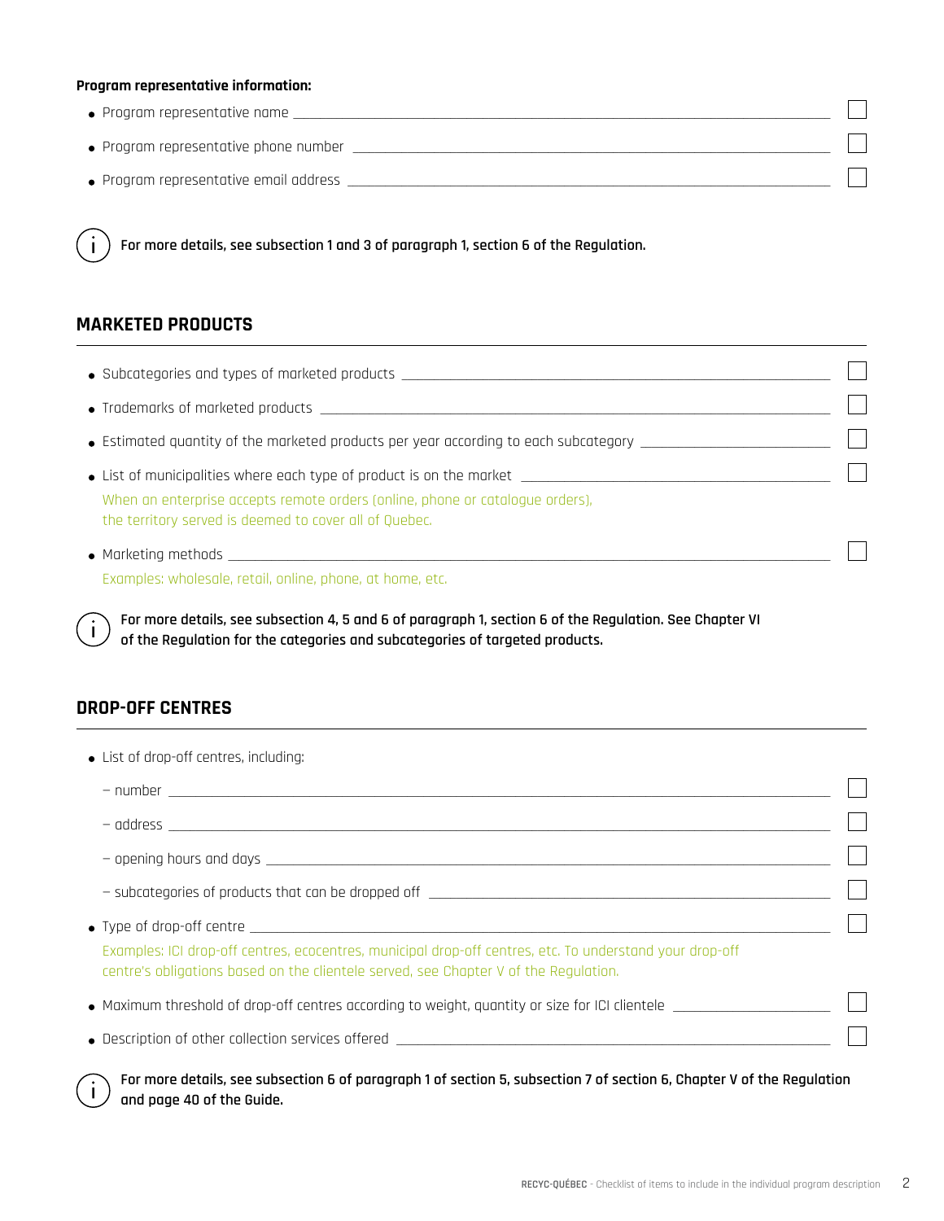**Program representative information:**

- Program representative name ☐
- Program representative phone number ☐
- Program representative email address ☐

ⓘ **For more details, see subsection 1 and 3 of paragraph 1, section 6 of the Regulation.**

## MARKETED PRODUCTS

- Subcategories and types of marketed products ☐
- Trademarks of marketed products ☐
- Estimated quantity of the marketed products per year according to each subcategory ☐
- List of municipalities where each type of product is on the market ☐
  When an enterprise accepts remote orders (online, phone or catalogue orders), the territory served is deemed to cover all of Quebec.
- Marketing methods ☐
  Examples: wholesale, retail, online, phone, at home, etc.

ⓘ **For more details, see subsection 4, 5 and 6 of paragraph 1, section 6 of the Regulation. See Chapter VI of the Regulation for the categories and subcategories of targeted products.**

## DROP-OFF CENTRES

- List of drop-off centres, including:
  - number ☐
  - address ☐
  - opening hours and days ☐
  - subcategories of products that can be dropped off ☐
- Type of drop-off centre ☐
  Examples: ICI drop-off centres, ecocentres, municipal drop-off centres, etc. To understand your drop-off centre's obligations based on the clientele served, see Chapter V of the Regulation.
- Maximum threshold of drop-off centres according to weight, quantity or size for ICI clientele ☐
- Description of other collection services offered ☐

ⓘ **For more details, see subsection 6 of paragraph 1 of section 5, subsection 7 of section 6, Chapter V of the Regulation and page 40 of the Guide.**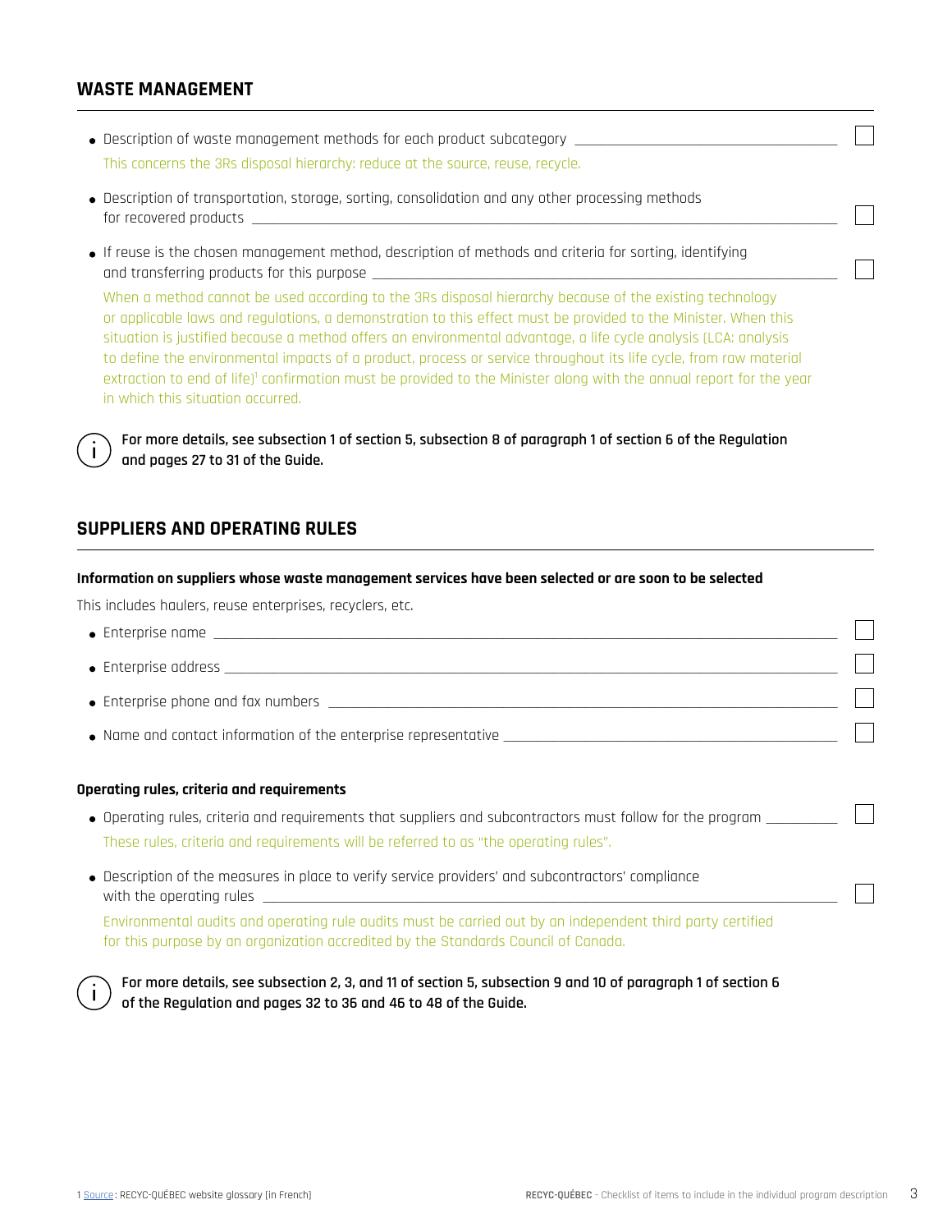## WASTE MANAGEMENT

- Description of waste management methods for each product subcategory ☐
  This concerns the 3Rs disposal hierarchy: reduce at the source, reuse, recycle.
- Description of transportation, storage, sorting, consolidation and any other processing methods for recovered products ☐
- If reuse is the chosen management method, description of methods and criteria for sorting, identifying and transferring products for this purpose ☐
  When a method cannot be used according to the 3Rs disposal hierarchy because of the existing technology or applicable laws and regulations, a demonstration to this effect must be provided to the Minister. When this situation is justified because a method offers an environmental advantage, a life cycle analysis (LCA: analysis to define the environmental impacts of a product, process or service throughout its life cycle, from raw material extraction to end of life)[1] confirmation must be provided to the Minister along with the annual report for the year in which this situation occurred.

**For more details, see subsection 1 of section 5, subsection 8 of paragraph 1 of section 6 of the Regulation and pages 27 to 31 of the Guide.**

## SUPPLIERS AND OPERATING RULES

**Information on suppliers whose waste management services have been selected or are soon to be selected**

This includes haulers, reuse enterprises, recyclers, etc.

- Enterprise name ☐
- Enterprise address ☐
- Enterprise phone and fax numbers ☐
- Name and contact information of the enterprise representative ☐

**Operating rules, criteria and requirements**

- Operating rules, criteria and requirements that suppliers and subcontractors must follow for the program ☐
  These rules, criteria and requirements will be referred to as "the operating rules".
- Description of the measures in place to verify service providers' and subcontractors' compliance with the operating rules ☐
  Environmental audits and operating rule audits must be carried out by an independent third party certified for this purpose by an organization accredited by the Standards Council of Canada.

**For more details, see subsection 2, 3, and 11 of section 5, subsection 9 and 10 of paragraph 1 of section 6 of the Regulation and pages 32 to 36 and 46 to 48 of the Guide.**

1 Source: RECYC-QUÉBEC website glossary (in French)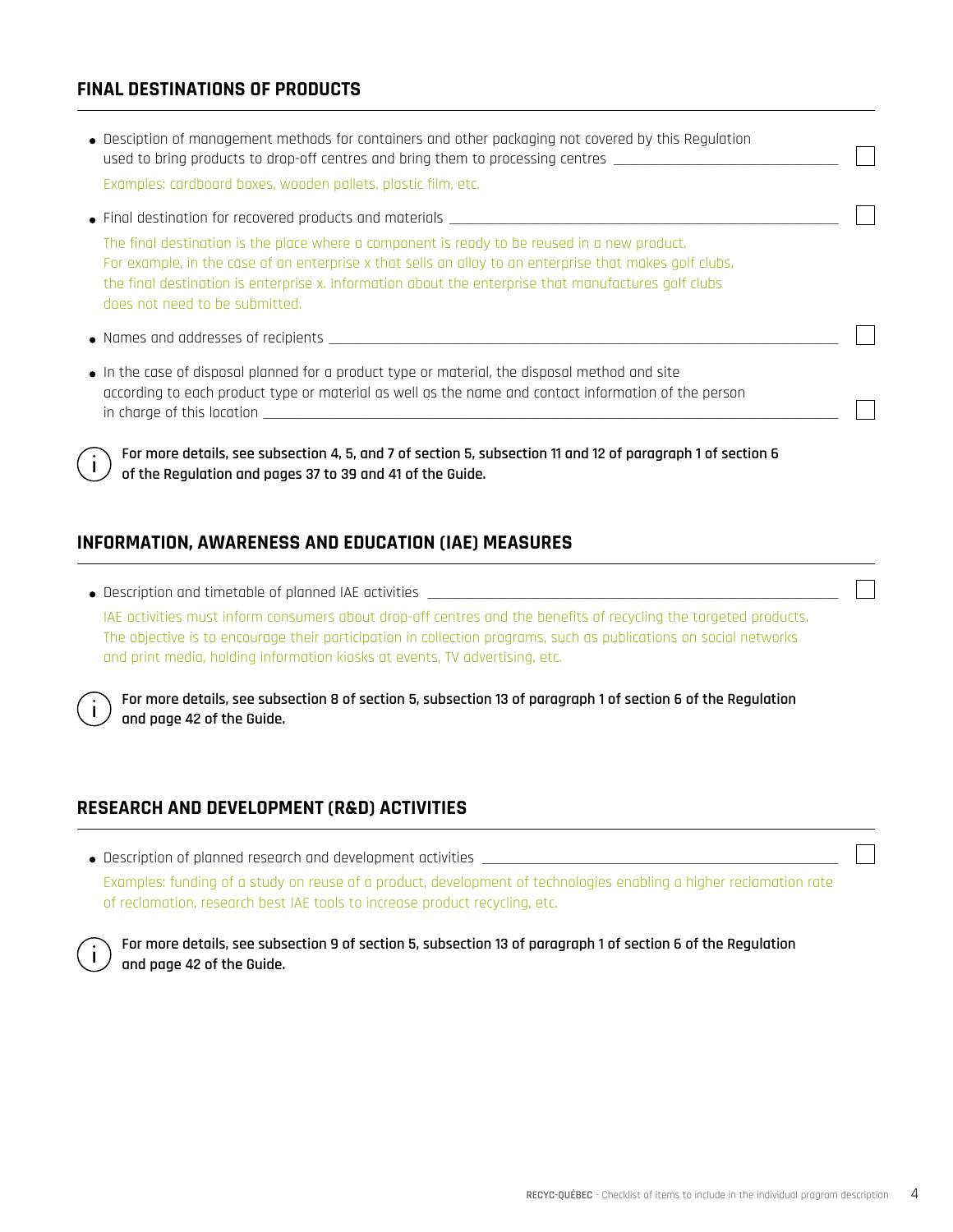## FINAL DESTINATIONS OF PRODUCTS

- Desciption of management methods for containers and other packaging not covered by this Regulation used to bring products to drop-off centres and bring them to processing centres ______ ☐

  Examples: cardboard boxes, wooden pallets, plastic film, etc.

- Final destination for recovered products and materials ______ ☐

  The final destination is the place where a component is ready to be reused in a new product. For example, in the case of an enterprise x that sells an alloy to an enterprise that makes golf clubs, the final destination is enterprise x. Information about the enterprise that manufactures golf clubs does not need to be submitted.

- Names and addresses of recipients ______ ☐

- In the case of disposal planned for a product type or material, the disposal method and site according to each product type or material as well as the name and contact information of the person in charge of this location ______ ☐

**For more details, see subsection 4, 5, and 7 of section 5, subsection 11 and 12 of paragraph 1 of section 6 of the Regulation and pages 37 to 39 and 41 of the Guide.**

## INFORMATION, AWARENESS AND EDUCATION (IAE) MEASURES

- Description and timetable of planned IAE activities ______ ☐

  IAE activities must inform consumers about drop-off centres and the benefits of recycling the targeted products. The objective is to encourage their participation in collection programs, such as publications on social networks and print media, holding information kiosks at events, TV advertising, etc.

**For more details, see subsection 8 of section 5, subsection 13 of paragraph 1 of section 6 of the Regulation and page 42 of the Guide.**

## RESEARCH AND DEVELOPMENT (R&D) ACTIVITIES

- Description of planned research and development activities ______ ☐

  Examples: funding of a study on reuse of a product, development of technologies enabling a higher reclamation rate of reclamation, research best IAE tools to increase product recycling, etc.

**For more details, see subsection 9 of section 5, subsection 13 of paragraph 1 of section 6 of the Regulation and page 42 of the Guide.**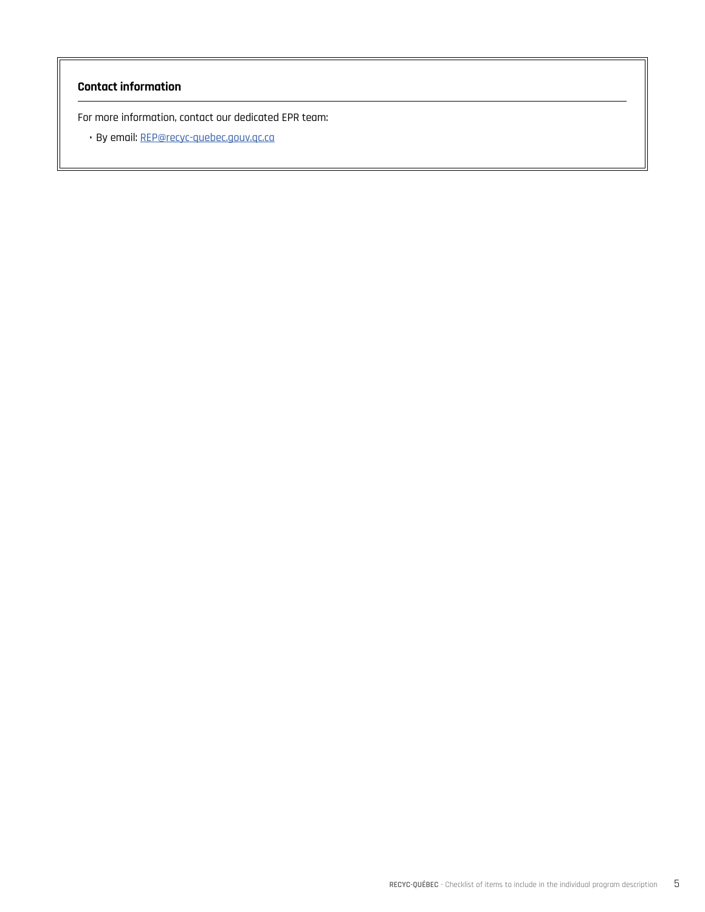**Contact information**

For more information, contact our dedicated EPR team:

- By email: [REP@recyc-quebec.gouv.qc.ca](mailto:REP@recyc-quebec.gouv.qc.ca)